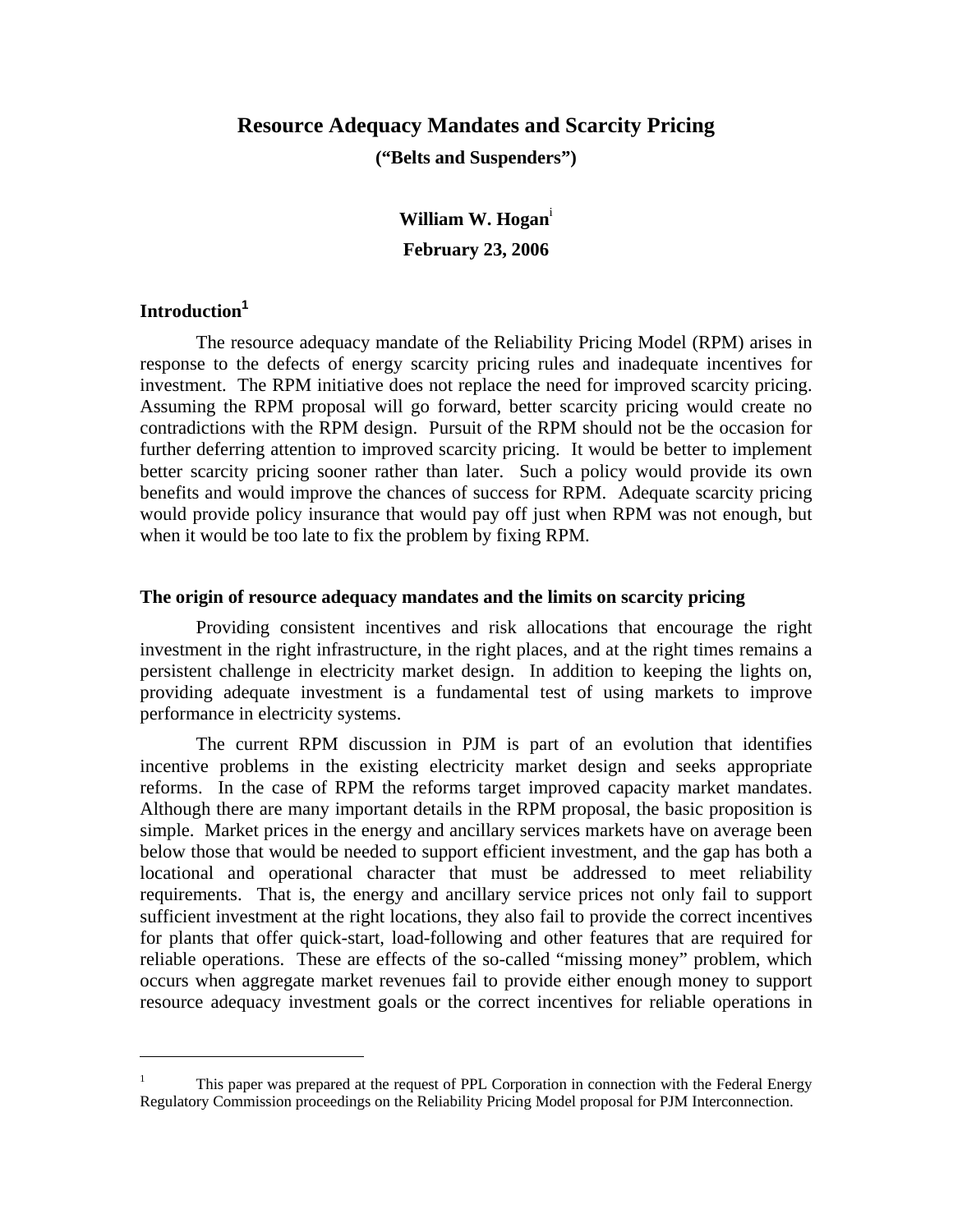# Resource Adequacy Mandates and Scarcity Pricing

**("Belts and Suspenders")**

**William W. Hogan**[i]

**February 23, 2006**

## Introduction[1]

The resource adequacy mandate of the Reliability Pricing Model (RPM) arises in response to the defects of energy scarcity pricing rules and inadequate incentives for investment. The RPM initiative does not replace the need for improved scarcity pricing. Assuming the RPM proposal will go forward, better scarcity pricing would create no contradictions with the RPM design. Pursuit of the RPM should not be the occasion for further deferring attention to improved scarcity pricing. It would be better to implement better scarcity pricing sooner rather than later. Such a policy would provide its own benefits and would improve the chances of success for RPM. Adequate scarcity pricing would provide policy insurance that would pay off just when RPM was not enough, but when it would be too late to fix the problem by fixing RPM.

## The origin of resource adequacy mandates and the limits on scarcity pricing

Providing consistent incentives and risk allocations that encourage the right investment in the right infrastructure, in the right places, and at the right times remains a persistent challenge in electricity market design. In addition to keeping the lights on, providing adequate investment is a fundamental test of using markets to improve performance in electricity systems.

The current RPM discussion in PJM is part of an evolution that identifies incentive problems in the existing electricity market design and seeks appropriate reforms. In the case of RPM the reforms target improved capacity market mandates. Although there are many important details in the RPM proposal, the basic proposition is simple. Market prices in the energy and ancillary services markets have on average been below those that would be needed to support efficient investment, and the gap has both a locational and operational character that must be addressed to meet reliability requirements. That is, the energy and ancillary service prices not only fail to support sufficient investment at the right locations, they also fail to provide the correct incentives for plants that offer quick-start, load-following and other features that are required for reliable operations. These are effects of the so-called "missing money" problem, which occurs when aggregate market revenues fail to provide either enough money to support resource adequacy investment goals or the correct incentives for reliable operations in

---

[1] This paper was prepared at the request of PPL Corporation in connection with the Federal Energy Regulatory Commission proceedings on the Reliability Pricing Model proposal for PJM Interconnection.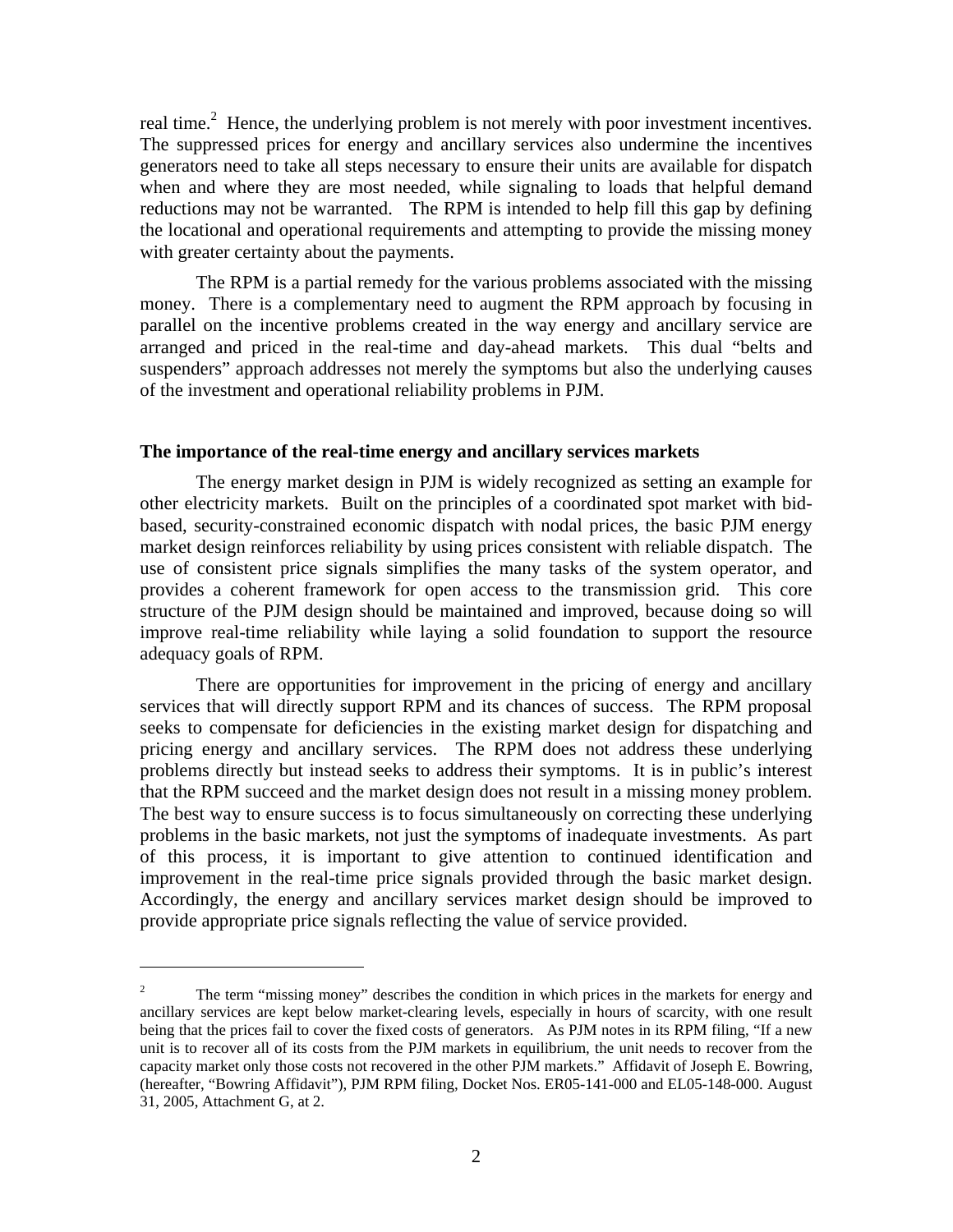real time.[2] Hence, the underlying problem is not merely with poor investment incentives. The suppressed prices for energy and ancillary services also undermine the incentives generators need to take all steps necessary to ensure their units are available for dispatch when and where they are most needed, while signaling to loads that helpful demand reductions may not be warranted. The RPM is intended to help fill this gap by defining the locational and operational requirements and attempting to provide the missing money with greater certainty about the payments.

The RPM is a partial remedy for the various problems associated with the missing money. There is a complementary need to augment the RPM approach by focusing in parallel on the incentive problems created in the way energy and ancillary service are arranged and priced in the real-time and day-ahead markets. This dual "belts and suspenders" approach addresses not merely the symptoms but also the underlying causes of the investment and operational reliability problems in PJM.

**The importance of the real-time energy and ancillary services markets**

The energy market design in PJM is widely recognized as setting an example for other electricity markets. Built on the principles of a coordinated spot market with bid-based, security-constrained economic dispatch with nodal prices, the basic PJM energy market design reinforces reliability by using prices consistent with reliable dispatch. The use of consistent price signals simplifies the many tasks of the system operator, and provides a coherent framework for open access to the transmission grid. This core structure of the PJM design should be maintained and improved, because doing so will improve real-time reliability while laying a solid foundation to support the resource adequacy goals of RPM.

There are opportunities for improvement in the pricing of energy and ancillary services that will directly support RPM and its chances of success. The RPM proposal seeks to compensate for deficiencies in the existing market design for dispatching and pricing energy and ancillary services. The RPM does not address these underlying problems directly but instead seeks to address their symptoms. It is in public's interest that the RPM succeed and the market design does not result in a missing money problem. The best way to ensure success is to focus simultaneously on correcting these underlying problems in the basic markets, not just the symptoms of inadequate investments. As part of this process, it is important to give attention to continued identification and improvement in the real-time price signals provided through the basic market design. Accordingly, the energy and ancillary services market design should be improved to provide appropriate price signals reflecting the value of service provided.

---

[2] The term "missing money" describes the condition in which prices in the markets for energy and ancillary services are kept below market-clearing levels, especially in hours of scarcity, with one result being that the prices fail to cover the fixed costs of generators. As PJM notes in its RPM filing, "If a new unit is to recover all of its costs from the PJM markets in equilibrium, the unit needs to recover from the capacity market only those costs not recovered in the other PJM markets." Affidavit of Joseph E. Bowring, (hereafter, "Bowring Affidavit"), PJM RPM filing, Docket Nos. ER05-141-000 and EL05-148-000. August 31, 2005, Attachment G, at 2.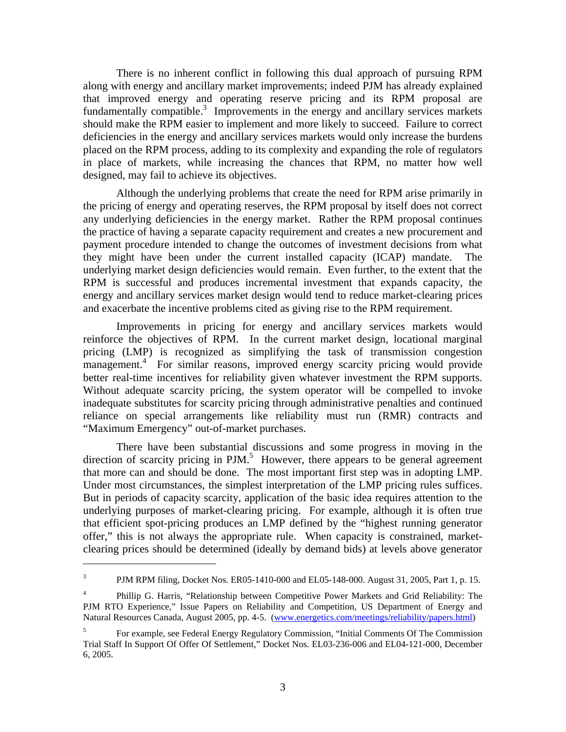There is no inherent conflict in following this dual approach of pursuing RPM along with energy and ancillary market improvements; indeed PJM has already explained that improved energy and operating reserve pricing and its RPM proposal are fundamentally compatible.[3] Improvements in the energy and ancillary services markets should make the RPM easier to implement and more likely to succeed. Failure to correct deficiencies in the energy and ancillary services markets would only increase the burdens placed on the RPM process, adding to its complexity and expanding the role of regulators in place of markets, while increasing the chances that RPM, no matter how well designed, may fail to achieve its objectives.

Although the underlying problems that create the need for RPM arise primarily in the pricing of energy and operating reserves, the RPM proposal by itself does not correct any underlying deficiencies in the energy market. Rather the RPM proposal continues the practice of having a separate capacity requirement and creates a new procurement and payment procedure intended to change the outcomes of investment decisions from what they might have been under the current installed capacity (ICAP) mandate. The underlying market design deficiencies would remain. Even further, to the extent that the RPM is successful and produces incremental investment that expands capacity, the energy and ancillary services market design would tend to reduce market-clearing prices and exacerbate the incentive problems cited as giving rise to the RPM requirement.

Improvements in pricing for energy and ancillary services markets would reinforce the objectives of RPM. In the current market design, locational marginal pricing (LMP) is recognized as simplifying the task of transmission congestion management.[4] For similar reasons, improved energy scarcity pricing would provide better real-time incentives for reliability given whatever investment the RPM supports. Without adequate scarcity pricing, the system operator will be compelled to invoke inadequate substitutes for scarcity pricing through administrative penalties and continued reliance on special arrangements like reliability must run (RMR) contracts and "Maximum Emergency" out-of-market purchases.

There have been substantial discussions and some progress in moving in the direction of scarcity pricing in PJM.[5] However, there appears to be general agreement that more can and should be done. The most important first step was in adopting LMP. Under most circumstances, the simplest interpretation of the LMP pricing rules suffices. But in periods of capacity scarcity, application of the basic idea requires attention to the underlying purposes of market-clearing pricing. For example, although it is often true that efficient spot-pricing produces an LMP defined by the "highest running generator offer," this is not always the appropriate rule. When capacity is constrained, market-clearing prices should be determined (ideally by demand bids) at levels above generator

---

[3] PJM RPM filing, Docket Nos. ER05-1410-000 and EL05-148-000. August 31, 2005, Part 1, p. 15.

[4] Phillip G. Harris, "Relationship between Competitive Power Markets and Grid Reliability: The PJM RTO Experience," Issue Papers on Reliability and Competition, US Department of Energy and Natural Resources Canada, August 2005, pp. 4-5. (www.energetics.com/meetings/reliability/papers.html)

[5] For example, see Federal Energy Regulatory Commission, "Initial Comments Of The Commission Trial Staff In Support Of Offer Of Settlement," Docket Nos. EL03-236-006 and EL04-121-000, December 6, 2005.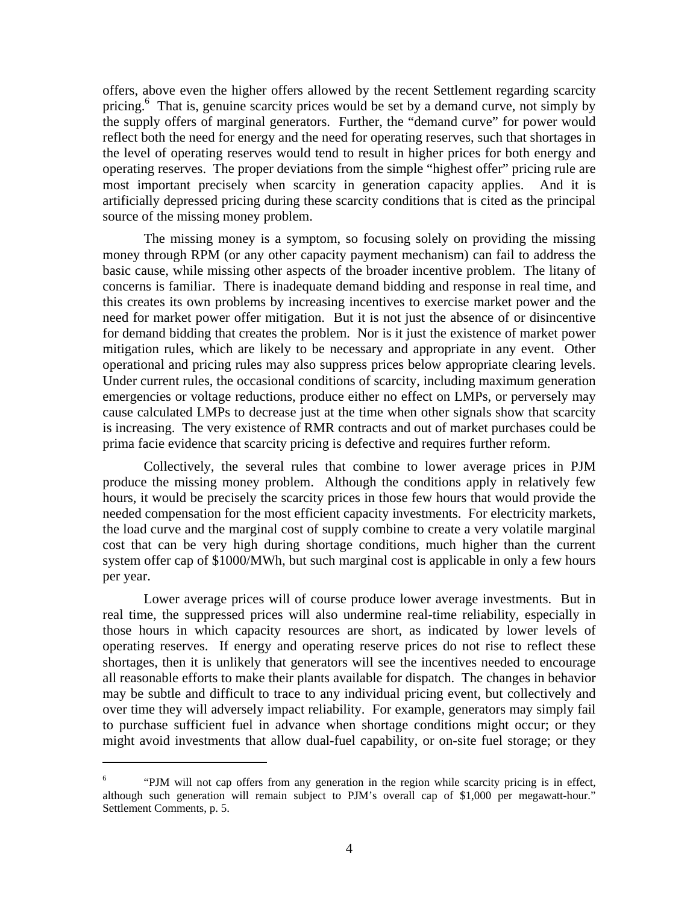offers, above even the higher offers allowed by the recent Settlement regarding scarcity pricing.[6] That is, genuine scarcity prices would be set by a demand curve, not simply by the supply offers of marginal generators. Further, the "demand curve" for power would reflect both the need for energy and the need for operating reserves, such that shortages in the level of operating reserves would tend to result in higher prices for both energy and operating reserves. The proper deviations from the simple "highest offer" pricing rule are most important precisely when scarcity in generation capacity applies. And it is artificially depressed pricing during these scarcity conditions that is cited as the principal source of the missing money problem.

The missing money is a symptom, so focusing solely on providing the missing money through RPM (or any other capacity payment mechanism) can fail to address the basic cause, while missing other aspects of the broader incentive problem. The litany of concerns is familiar. There is inadequate demand bidding and response in real time, and this creates its own problems by increasing incentives to exercise market power and the need for market power offer mitigation. But it is not just the absence of or disincentive for demand bidding that creates the problem. Nor is it just the existence of market power mitigation rules, which are likely to be necessary and appropriate in any event. Other operational and pricing rules may also suppress prices below appropriate clearing levels. Under current rules, the occasional conditions of scarcity, including maximum generation emergencies or voltage reductions, produce either no effect on LMPs, or perversely may cause calculated LMPs to decrease just at the time when other signals show that scarcity is increasing. The very existence of RMR contracts and out of market purchases could be prima facie evidence that scarcity pricing is defective and requires further reform.

Collectively, the several rules that combine to lower average prices in PJM produce the missing money problem. Although the conditions apply in relatively few hours, it would be precisely the scarcity prices in those few hours that would provide the needed compensation for the most efficient capacity investments. For electricity markets, the load curve and the marginal cost of supply combine to create a very volatile marginal cost that can be very high during shortage conditions, much higher than the current system offer cap of $1000/MWh, but such marginal cost is applicable in only a few hours per year.

Lower average prices will of course produce lower average investments. But in real time, the suppressed prices will also undermine real-time reliability, especially in those hours in which capacity resources are short, as indicated by lower levels of operating reserves. If energy and operating reserve prices do not rise to reflect these shortages, then it is unlikely that generators will see the incentives needed to encourage all reasonable efforts to make their plants available for dispatch. The changes in behavior may be subtle and difficult to trace to any individual pricing event, but collectively and over time they will adversely impact reliability. For example, generators may simply fail to purchase sufficient fuel in advance when shortage conditions might occur; or they might avoid investments that allow dual-fuel capability, or on-site fuel storage; or they

---

[6] "PJM will not cap offers from any generation in the region while scarcity pricing is in effect, although such generation will remain subject to PJM's overall cap of $1,000 per megawatt-hour." Settlement Comments, p. 5.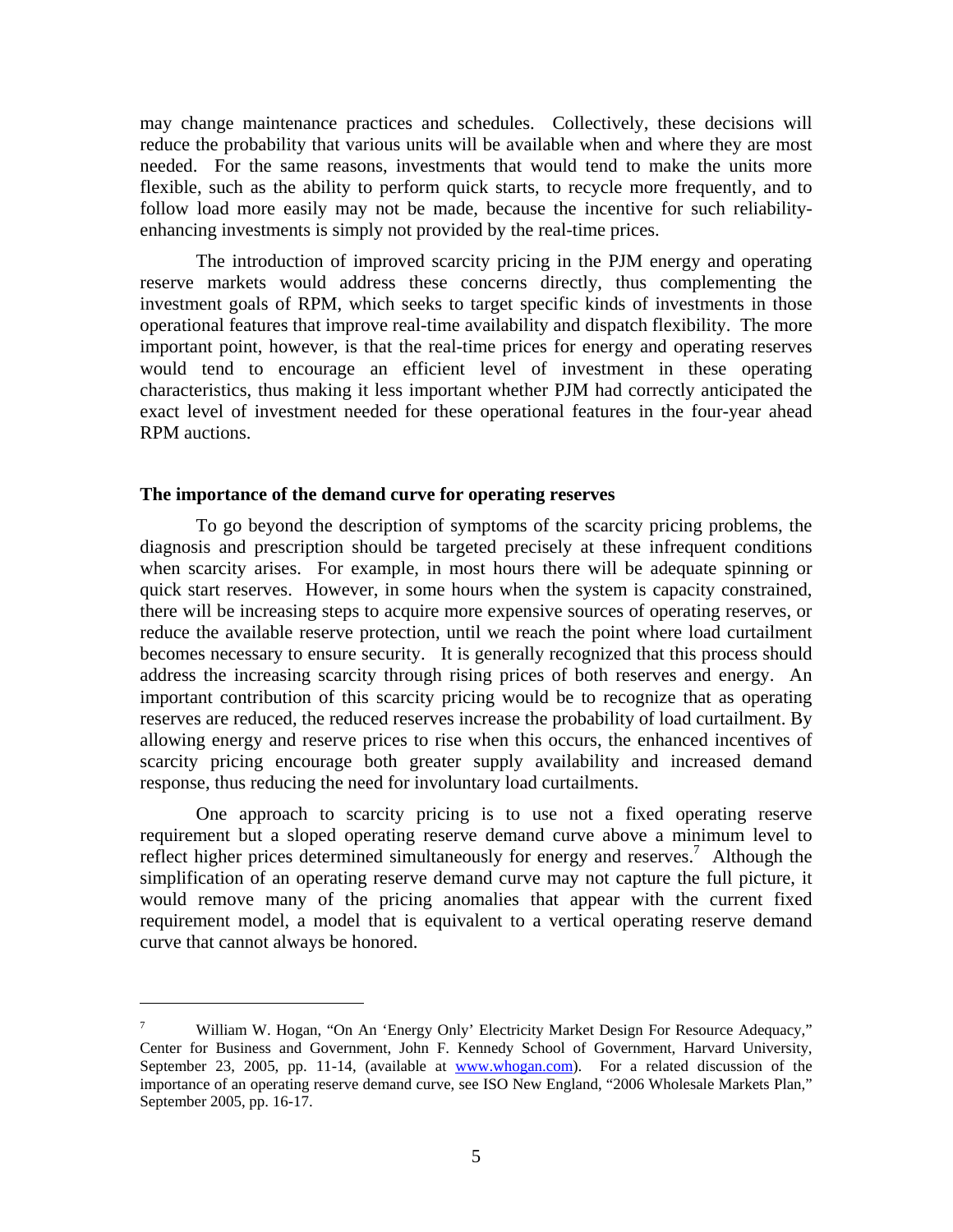may change maintenance practices and schedules. Collectively, these decisions will reduce the probability that various units will be available when and where they are most needed. For the same reasons, investments that would tend to make the units more flexible, such as the ability to perform quick starts, to recycle more frequently, and to follow load more easily may not be made, because the incentive for such reliability-enhancing investments is simply not provided by the real-time prices.

The introduction of improved scarcity pricing in the PJM energy and operating reserve markets would address these concerns directly, thus complementing the investment goals of RPM, which seeks to target specific kinds of investments in those operational features that improve real-time availability and dispatch flexibility. The more important point, however, is that the real-time prices for energy and operating reserves would tend to encourage an efficient level of investment in these operating characteristics, thus making it less important whether PJM had correctly anticipated the exact level of investment needed for these operational features in the four-year ahead RPM auctions.

**The importance of the demand curve for operating reserves**

To go beyond the description of symptoms of the scarcity pricing problems, the diagnosis and prescription should be targeted precisely at these infrequent conditions when scarcity arises. For example, in most hours there will be adequate spinning or quick start reserves. However, in some hours when the system is capacity constrained, there will be increasing steps to acquire more expensive sources of operating reserves, or reduce the available reserve protection, until we reach the point where load curtailment becomes necessary to ensure security. It is generally recognized that this process should address the increasing scarcity through rising prices of both reserves and energy. An important contribution of this scarcity pricing would be to recognize that as operating reserves are reduced, the reduced reserves increase the probability of load curtailment. By allowing energy and reserve prices to rise when this occurs, the enhanced incentives of scarcity pricing encourage both greater supply availability and increased demand response, thus reducing the need for involuntary load curtailments.

One approach to scarcity pricing is to use not a fixed operating reserve requirement but a sloped operating reserve demand curve above a minimum level to reflect higher prices determined simultaneously for energy and reserves.[7] Although the simplification of an operating reserve demand curve may not capture the full picture, it would remove many of the pricing anomalies that appear with the current fixed requirement model, a model that is equivalent to a vertical operating reserve demand curve that cannot always be honored.

---

[7] William W. Hogan, "On An 'Energy Only' Electricity Market Design For Resource Adequacy," Center for Business and Government, John F. Kennedy School of Government, Harvard University, September 23, 2005, pp. 11-14, (available at www.whogan.com). For a related discussion of the importance of an operating reserve demand curve, see ISO New England, "2006 Wholesale Markets Plan," September 2005, pp. 16-17.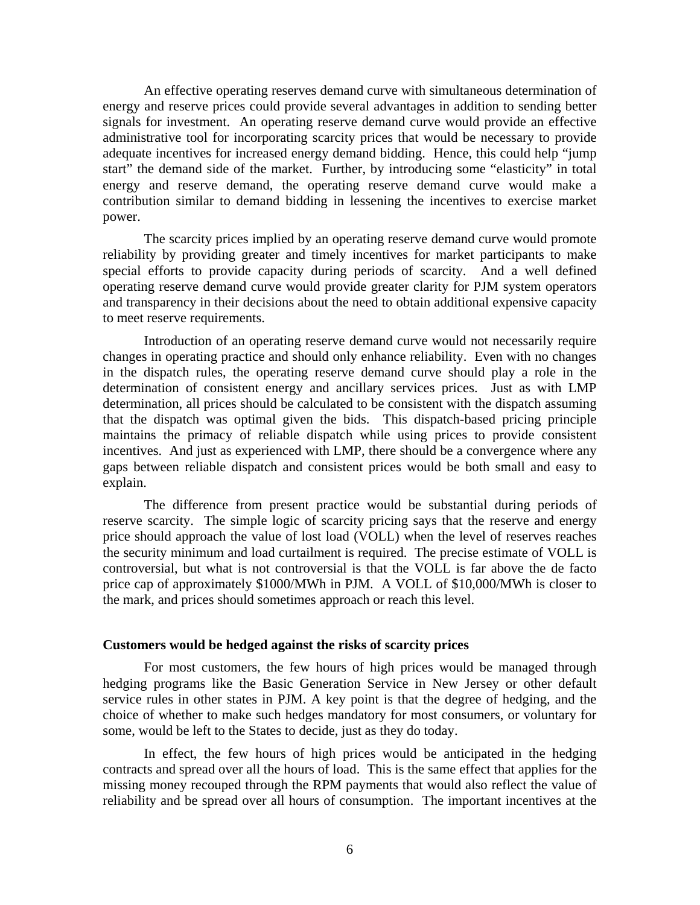An effective operating reserves demand curve with simultaneous determination of energy and reserve prices could provide several advantages in addition to sending better signals for investment. An operating reserve demand curve would provide an effective administrative tool for incorporating scarcity prices that would be necessary to provide adequate incentives for increased energy demand bidding. Hence, this could help "jump start" the demand side of the market. Further, by introducing some "elasticity" in total energy and reserve demand, the operating reserve demand curve would make a contribution similar to demand bidding in lessening the incentives to exercise market power.

The scarcity prices implied by an operating reserve demand curve would promote reliability by providing greater and timely incentives for market participants to make special efforts to provide capacity during periods of scarcity. And a well defined operating reserve demand curve would provide greater clarity for PJM system operators and transparency in their decisions about the need to obtain additional expensive capacity to meet reserve requirements.

Introduction of an operating reserve demand curve would not necessarily require changes in operating practice and should only enhance reliability. Even with no changes in the dispatch rules, the operating reserve demand curve should play a role in the determination of consistent energy and ancillary services prices. Just as with LMP determination, all prices should be calculated to be consistent with the dispatch assuming that the dispatch was optimal given the bids. This dispatch-based pricing principle maintains the primacy of reliable dispatch while using prices to provide consistent incentives. And just as experienced with LMP, there should be a convergence where any gaps between reliable dispatch and consistent prices would be both small and easy to explain.

The difference from present practice would be substantial during periods of reserve scarcity. The simple logic of scarcity pricing says that the reserve and energy price should approach the value of lost load (VOLL) when the level of reserves reaches the security minimum and load curtailment is required. The precise estimate of VOLL is controversial, but what is not controversial is that the VOLL is far above the de facto price cap of approximately \$1000/MWh in PJM. A VOLL of \$10,000/MWh is closer to the mark, and prices should sometimes approach or reach this level.

### Customers would be hedged against the risks of scarcity prices

For most customers, the few hours of high prices would be managed through hedging programs like the Basic Generation Service in New Jersey or other default service rules in other states in PJM. A key point is that the degree of hedging, and the choice of whether to make such hedges mandatory for most consumers, or voluntary for some, would be left to the States to decide, just as they do today.

In effect, the few hours of high prices would be anticipated in the hedging contracts and spread over all the hours of load. This is the same effect that applies for the missing money recouped through the RPM payments that would also reflect the value of reliability and be spread over all hours of consumption. The important incentives at the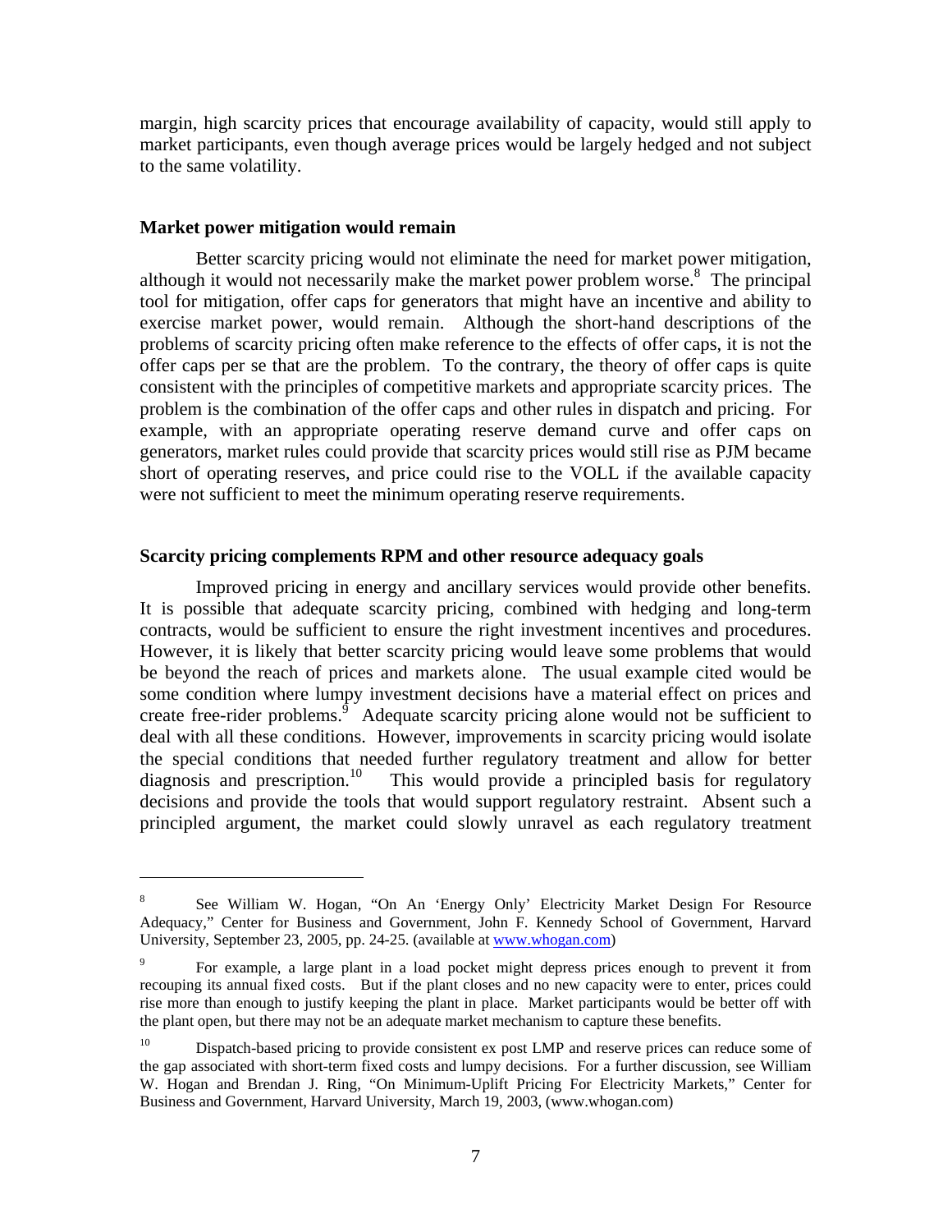margin, high scarcity prices that encourage availability of capacity, would still apply to market participants, even though average prices would be largely hedged and not subject to the same volatility.

### Market power mitigation would remain

Better scarcity pricing would not eliminate the need for market power mitigation, although it would not necessarily make the market power problem worse.[8] The principal tool for mitigation, offer caps for generators that might have an incentive and ability to exercise market power, would remain. Although the short-hand descriptions of the problems of scarcity pricing often make reference to the effects of offer caps, it is not the offer caps per se that are the problem. To the contrary, the theory of offer caps is quite consistent with the principles of competitive markets and appropriate scarcity prices. The problem is the combination of the offer caps and other rules in dispatch and pricing. For example, with an appropriate operating reserve demand curve and offer caps on generators, market rules could provide that scarcity prices would still rise as PJM became short of operating reserves, and price could rise to the VOLL if the available capacity were not sufficient to meet the minimum operating reserve requirements.

### Scarcity pricing complements RPM and other resource adequacy goals

Improved pricing in energy and ancillary services would provide other benefits. It is possible that adequate scarcity pricing, combined with hedging and long-term contracts, would be sufficient to ensure the right investment incentives and procedures. However, it is likely that better scarcity pricing would leave some problems that would be beyond the reach of prices and markets alone. The usual example cited would be some condition where lumpy investment decisions have a material effect on prices and create free-rider problems.[9] Adequate scarcity pricing alone would not be sufficient to deal with all these conditions. However, improvements in scarcity pricing would isolate the special conditions that needed further regulatory treatment and allow for better diagnosis and prescription.[10] This would provide a principled basis for regulatory decisions and provide the tools that would support regulatory restraint. Absent such a principled argument, the market could slowly unravel as each regulatory treatment

---

[8] See William W. Hogan, "On An 'Energy Only' Electricity Market Design For Resource Adequacy," Center for Business and Government, John F. Kennedy School of Government, Harvard University, September 23, 2005, pp. 24-25. (available at www.whogan.com)

[9] For example, a large plant in a load pocket might depress prices enough to prevent it from recouping its annual fixed costs. But if the plant closes and no new capacity were to enter, prices could rise more than enough to justify keeping the plant in place. Market participants would be better off with the plant open, but there may not be an adequate market mechanism to capture these benefits.

[10] Dispatch-based pricing to provide consistent ex post LMP and reserve prices can reduce some of the gap associated with short-term fixed costs and lumpy decisions. For a further discussion, see William W. Hogan and Brendan J. Ring, "On Minimum-Uplift Pricing For Electricity Markets," Center for Business and Government, Harvard University, March 19, 2003, (www.whogan.com)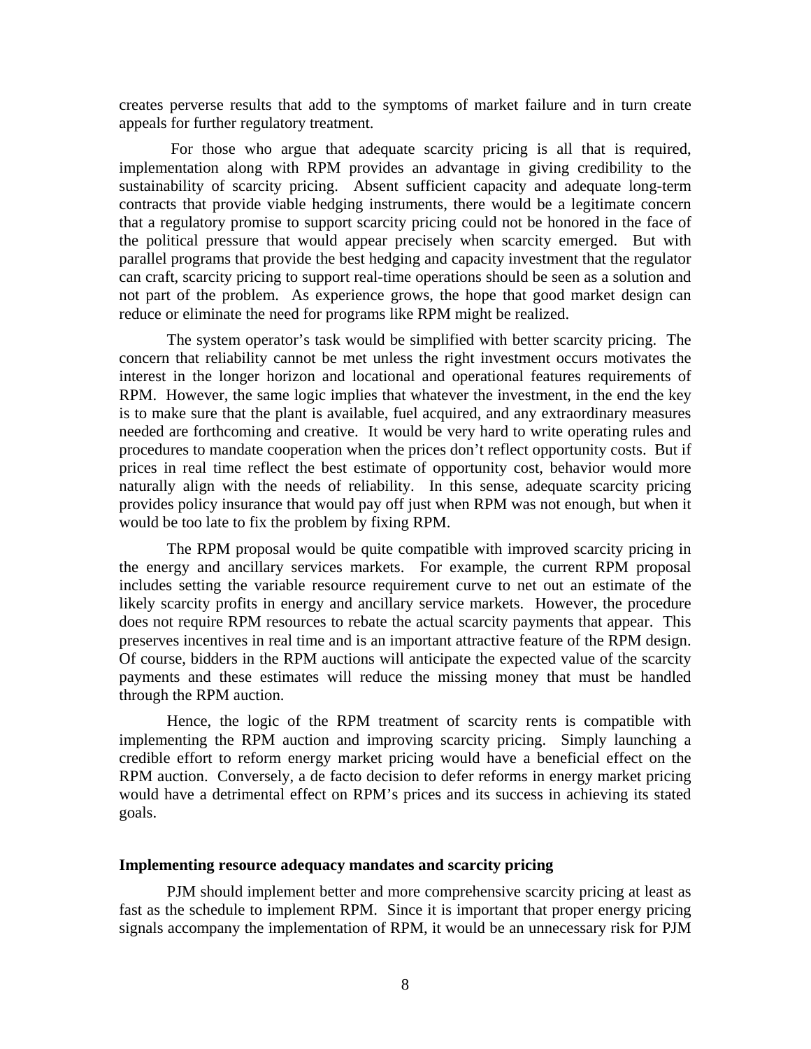creates perverse results that add to the symptoms of market failure and in turn create appeals for further regulatory treatment.

For those who argue that adequate scarcity pricing is all that is required, implementation along with RPM provides an advantage in giving credibility to the sustainability of scarcity pricing. Absent sufficient capacity and adequate long-term contracts that provide viable hedging instruments, there would be a legitimate concern that a regulatory promise to support scarcity pricing could not be honored in the face of the political pressure that would appear precisely when scarcity emerged. But with parallel programs that provide the best hedging and capacity investment that the regulator can craft, scarcity pricing to support real-time operations should be seen as a solution and not part of the problem. As experience grows, the hope that good market design can reduce or eliminate the need for programs like RPM might be realized.

The system operator's task would be simplified with better scarcity pricing. The concern that reliability cannot be met unless the right investment occurs motivates the interest in the longer horizon and locational and operational features requirements of RPM. However, the same logic implies that whatever the investment, in the end the key is to make sure that the plant is available, fuel acquired, and any extraordinary measures needed are forthcoming and creative. It would be very hard to write operating rules and procedures to mandate cooperation when the prices don't reflect opportunity costs. But if prices in real time reflect the best estimate of opportunity cost, behavior would more naturally align with the needs of reliability. In this sense, adequate scarcity pricing provides policy insurance that would pay off just when RPM was not enough, but when it would be too late to fix the problem by fixing RPM.

The RPM proposal would be quite compatible with improved scarcity pricing in the energy and ancillary services markets. For example, the current RPM proposal includes setting the variable resource requirement curve to net out an estimate of the likely scarcity profits in energy and ancillary service markets. However, the procedure does not require RPM resources to rebate the actual scarcity payments that appear. This preserves incentives in real time and is an important attractive feature of the RPM design. Of course, bidders in the RPM auctions will anticipate the expected value of the scarcity payments and these estimates will reduce the missing money that must be handled through the RPM auction.

Hence, the logic of the RPM treatment of scarcity rents is compatible with implementing the RPM auction and improving scarcity pricing. Simply launching a credible effort to reform energy market pricing would have a beneficial effect on the RPM auction. Conversely, a de facto decision to defer reforms in energy market pricing would have a detrimental effect on RPM's prices and its success in achieving its stated goals.

**Implementing resource adequacy mandates and scarcity pricing**

PJM should implement better and more comprehensive scarcity pricing at least as fast as the schedule to implement RPM. Since it is important that proper energy pricing signals accompany the implementation of RPM, it would be an unnecessary risk for PJM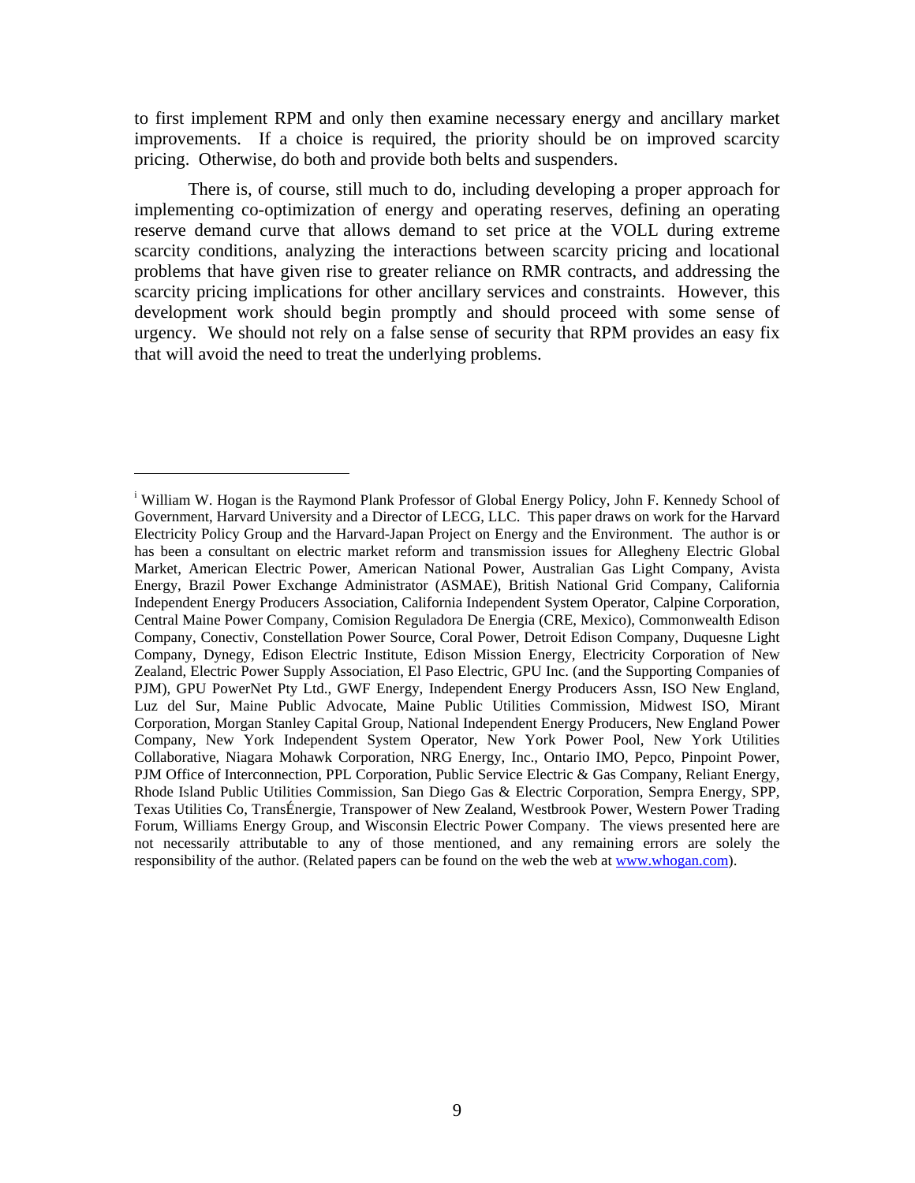to first implement RPM and only then examine necessary energy and ancillary market improvements. If a choice is required, the priority should be on improved scarcity pricing. Otherwise, do both and provide both belts and suspenders.

There is, of course, still much to do, including developing a proper approach for implementing co-optimization of energy and operating reserves, defining an operating reserve demand curve that allows demand to set price at the VOLL during extreme scarcity conditions, analyzing the interactions between scarcity pricing and locational problems that have given rise to greater reliance on RMR contracts, and addressing the scarcity pricing implications for other ancillary services and constraints. However, this development work should begin promptly and should proceed with some sense of urgency. We should not rely on a false sense of security that RPM provides an easy fix that will avoid the need to treat the underlying problems.

---

[i] William W. Hogan is the Raymond Plank Professor of Global Energy Policy, John F. Kennedy School of Government, Harvard University and a Director of LECG, LLC. This paper draws on work for the Harvard Electricity Policy Group and the Harvard-Japan Project on Energy and the Environment. The author is or has been a consultant on electric market reform and transmission issues for Allegheny Electric Global Market, American Electric Power, American National Power, Australian Gas Light Company, Avista Energy, Brazil Power Exchange Administrator (ASMAE), British National Grid Company, California Independent Energy Producers Association, California Independent System Operator, Calpine Corporation, Central Maine Power Company, Comision Reguladora De Energia (CRE, Mexico), Commonwealth Edison Company, Conectiv, Constellation Power Source, Coral Power, Detroit Edison Company, Duquesne Light Company, Dynegy, Edison Electric Institute, Edison Mission Energy, Electricity Corporation of New Zealand, Electric Power Supply Association, El Paso Electric, GPU Inc. (and the Supporting Companies of PJM), GPU PowerNet Pty Ltd., GWF Energy, Independent Energy Producers Assn, ISO New England, Luz del Sur, Maine Public Advocate, Maine Public Utilities Commission, Midwest ISO, Mirant Corporation, Morgan Stanley Capital Group, National Independent Energy Producers, New England Power Company, New York Independent System Operator, New York Power Pool, New York Utilities Collaborative, Niagara Mohawk Corporation, NRG Energy, Inc., Ontario IMO, Pepco, Pinpoint Power, PJM Office of Interconnection, PPL Corporation, Public Service Electric & Gas Company, Reliant Energy, Rhode Island Public Utilities Commission, San Diego Gas & Electric Corporation, Sempra Energy, SPP, Texas Utilities Co, TransÉnergie, Transpower of New Zealand, Westbrook Power, Western Power Trading Forum, Williams Energy Group, and Wisconsin Electric Power Company. The views presented here are not necessarily attributable to any of those mentioned, and any remaining errors are solely the responsibility of the author. (Related papers can be found on the web the web at www.whogan.com).